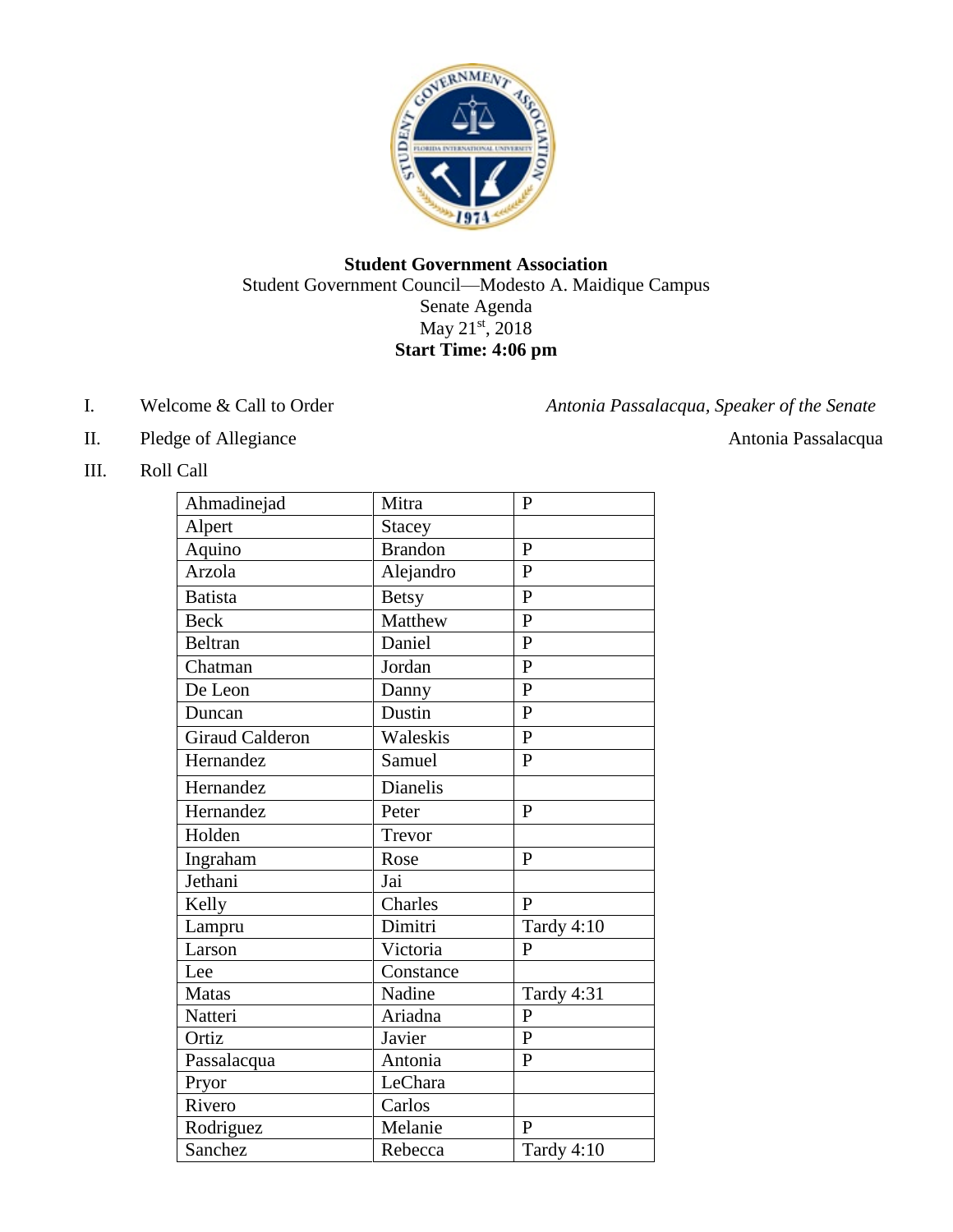**Student Government Association**

Student Government Council—Modesto A. Maidique Campus

Senate Agenda

May 21st, 2018

**Start Time: 4:06 pm**

I. Welcome & Call to Order — *Antonia Passalacqua, Speaker of the Senate*

II. Pledge of Allegiance — Antonia Passalacqua

III. Roll Call

| | | |
|---|---|---|
| Ahmadinejad | Mitra | P |
| Alpert | Stacey | |
| Aquino | Brandon | P |
| Arzola | Alejandro | P |
| Batista | Betsy | P |
| Beck | Matthew | P |
| Beltran | Daniel | P |
| Chatman | Jordan | P |
| De Leon | Danny | P |
| Duncan | Dustin | P |
| Giraud Calderon | Waleskis | P |
| Hernandez | Samuel | P |
| Hernandez | Dianelis | |
| Hernandez | Peter | P |
| Holden | Trevor | |
| Ingraham | Rose | P |
| Jethani | Jai | |
| Kelly | Charles | P |
| Lampru | Dimitri | Tardy 4:10 |
| Larson | Victoria | P |
| Lee | Constance | |
| Matas | Nadine | Tardy 4:31 |
| Natteri | Ariadna | P |
| Ortiz | Javier | P |
| Passalacqua | Antonia | P |
| Pryor | LeChara | |
| Rivero | Carlos | |
| Rodriguez | Melanie | P |
| Sanchez | Rebecca | Tardy 4:10 |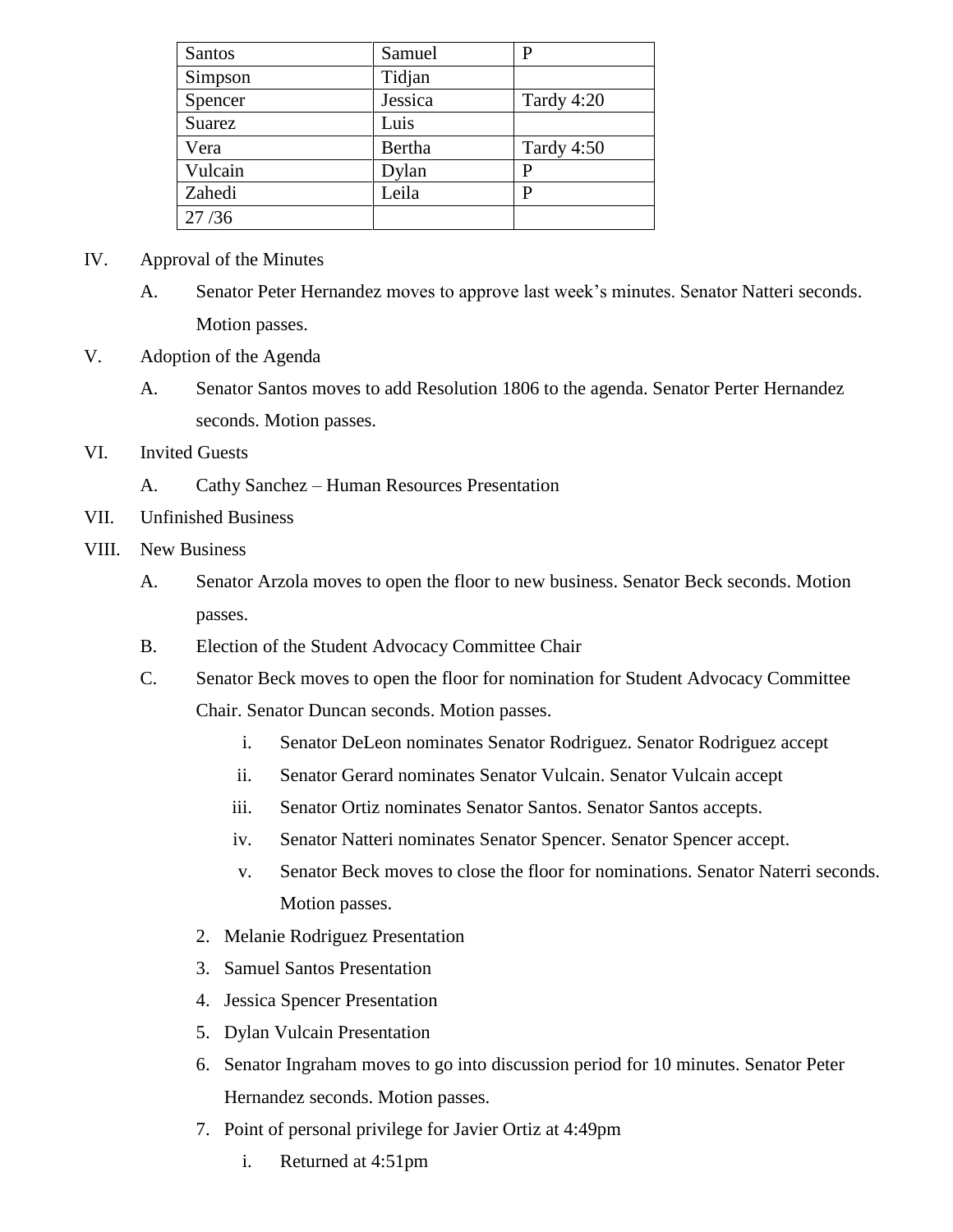| Santos | Samuel | P |
|---|---|---|
| Simpson | Tidjan | |
| Spencer | Jessica | Tardy 4:20 |
| Suarez | Luis | |
| Vera | Bertha | Tardy 4:50 |
| Vulcain | Dylan | P |
| Zahedi | Leila | P |
| 27 /36 | | |

IV. Approval of the Minutes

A. Senator Peter Hernandez moves to approve last week's minutes. Senator Natteri seconds. Motion passes.

V. Adoption of the Agenda

A. Senator Santos moves to add Resolution 1806 to the agenda. Senator Perter Hernandez seconds. Motion passes.

VI. Invited Guests

A. Cathy Sanchez – Human Resources Presentation

VII. Unfinished Business

VIII. New Business

A. Senator Arzola moves to open the floor to new business. Senator Beck seconds. Motion passes.

B. Election of the Student Advocacy Committee Chair

C. Senator Beck moves to open the floor for nomination for Student Advocacy Committee Chair. Senator Duncan seconds. Motion passes.

i. Senator DeLeon nominates Senator Rodriguez. Senator Rodriguez accept

ii. Senator Gerard nominates Senator Vulcain. Senator Vulcain accept

iii. Senator Ortiz nominates Senator Santos. Senator Santos accepts.

iv. Senator Natteri nominates Senator Spencer. Senator Spencer accept.

v. Senator Beck moves to close the floor for nominations. Senator Naterri seconds. Motion passes.

2. Melanie Rodriguez Presentation
3. Samuel Santos Presentation
4. Jessica Spencer Presentation
5. Dylan Vulcain Presentation
6. Senator Ingraham moves to go into discussion period for 10 minutes. Senator Peter Hernandez seconds. Motion passes.
7. Point of personal privilege for Javier Ortiz at 4:49pm

i. Returned at 4:51pm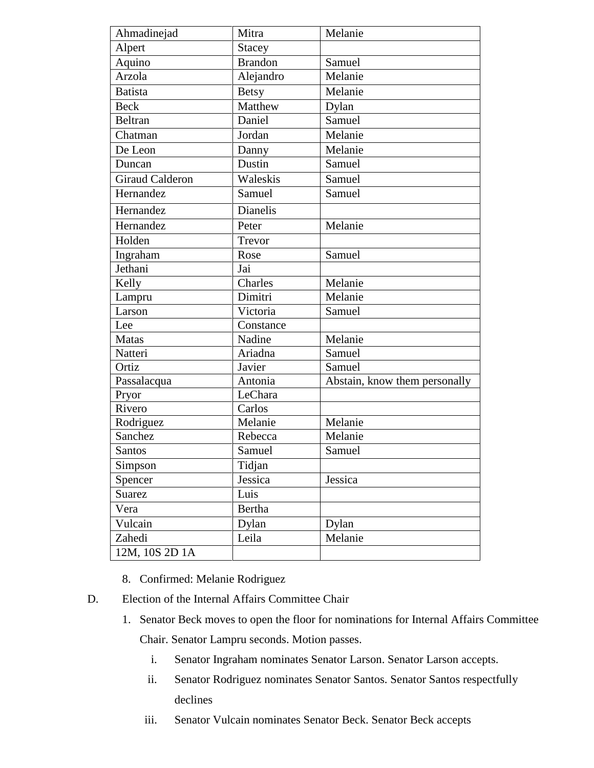| Ahmadinejad | Mitra | Melanie |
|---|---|---|
| Alpert | Stacey | |
| Aquino | Brandon | Samuel |
| Arzola | Alejandro | Melanie |
| Batista | Betsy | Melanie |
| Beck | Matthew | Dylan |
| Beltran | Daniel | Samuel |
| Chatman | Jordan | Melanie |
| De Leon | Danny | Melanie |
| Duncan | Dustin | Samuel |
| Giraud Calderon | Waleskis | Samuel |
| Hernandez | Samuel | Samuel |
| Hernandez | Dianelis | |
| Hernandez | Peter | Melanie |
| Holden | Trevor | |
| Ingraham | Rose | Samuel |
| Jethani | Jai | |
| Kelly | Charles | Melanie |
| Lampru | Dimitri | Melanie |
| Larson | Victoria | Samuel |
| Lee | Constance | |
| Matas | Nadine | Melanie |
| Natteri | Ariadna | Samuel |
| Ortiz | Javier | Samuel |
| Passalacqua | Antonia | Abstain, know them personally |
| Pryor | LeChara | |
| Rivero | Carlos | |
| Rodriguez | Melanie | Melanie |
| Sanchez | Rebecca | Melanie |
| Santos | Samuel | Samuel |
| Simpson | Tidjan | |
| Spencer | Jessica | Jessica |
| Suarez | Luis | |
| Vera | Bertha | |
| Vulcain | Dylan | Dylan |
| Zahedi | Leila | Melanie |
| 12M, 10S 2D 1A | | |

8. Confirmed: Melanie Rodriguez

D. Election of the Internal Affairs Committee Chair

1. Senator Beck moves to open the floor for nominations for Internal Affairs Committee Chair. Senator Lampru seconds. Motion passes.
   i. Senator Ingraham nominates Senator Larson. Senator Larson accepts.
   ii. Senator Rodriguez nominates Senator Santos. Senator Santos respectfully declines
   iii. Senator Vulcain nominates Senator Beck. Senator Beck accepts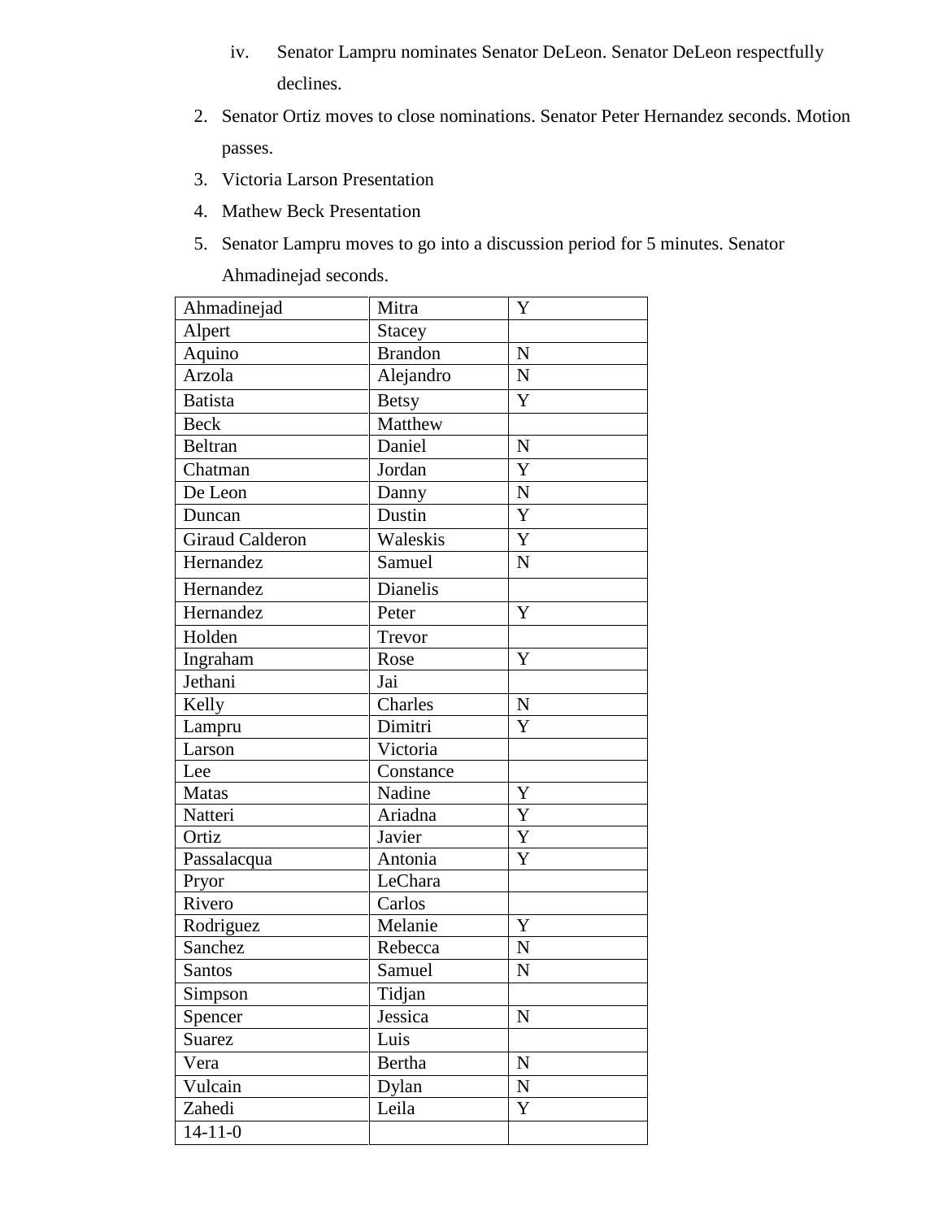iv. Senator Lampru nominates Senator DeLeon. Senator DeLeon respectfully declines.

2. Senator Ortiz moves to close nominations. Senator Peter Hernandez seconds. Motion passes.
3. Victoria Larson Presentation
4. Mathew Beck Presentation
5. Senator Lampru moves to go into a discussion period for 5 minutes. Senator Ahmadinejad seconds.

| | | |
|---|---|---|
| Ahmadinejad | Mitra | Y |
| Alpert | Stacey | |
| Aquino | Brandon | N |
| Arzola | Alejandro | N |
| Batista | Betsy | Y |
| Beck | Matthew | |
| Beltran | Daniel | N |
| Chatman | Jordan | Y |
| De Leon | Danny | N |
| Duncan | Dustin | Y |
| Giraud Calderon | Waleskis | Y |
| Hernandez | Samuel | N |
| Hernandez | Dianelis | |
| Hernandez | Peter | Y |
| Holden | Trevor | |
| Ingraham | Rose | Y |
| Jethani | Jai | |
| Kelly | Charles | N |
| Lampru | Dimitri | Y |
| Larson | Victoria | |
| Lee | Constance | |
| Matas | Nadine | Y |
| Natteri | Ariadna | Y |
| Ortiz | Javier | Y |
| Passalacqua | Antonia | Y |
| Pryor | LeChara | |
| Rivero | Carlos | |
| Rodriguez | Melanie | Y |
| Sanchez | Rebecca | N |
| Santos | Samuel | N |
| Simpson | Tidjan | |
| Spencer | Jessica | N |
| Suarez | Luis | |
| Vera | Bertha | N |
| Vulcain | Dylan | N |
| Zahedi | Leila | Y |
| 14-11-0 | | |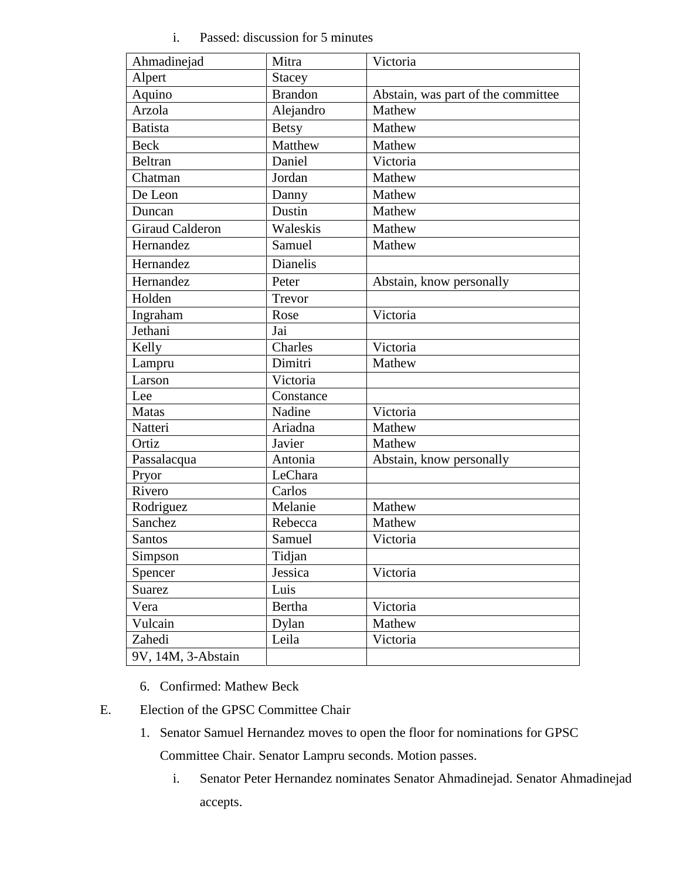i. Passed: discussion for 5 minutes

| Ahmadinejad | Mitra | Victoria |
|---|---|---|
| Alpert | Stacey | |
| Aquino | Brandon | Abstain, was part of the committee |
| Arzola | Alejandro | Mathew |
| Batista | Betsy | Mathew |
| Beck | Matthew | Mathew |
| Beltran | Daniel | Victoria |
| Chatman | Jordan | Mathew |
| De Leon | Danny | Mathew |
| Duncan | Dustin | Mathew |
| Giraud Calderon | Waleskis | Mathew |
| Hernandez | Samuel | Mathew |
| Hernandez | Dianelis | |
| Hernandez | Peter | Abstain, know personally |
| Holden | Trevor | |
| Ingraham | Rose | Victoria |
| Jethani | Jai | |
| Kelly | Charles | Victoria |
| Lampru | Dimitri | Mathew |
| Larson | Victoria | |
| Lee | Constance | |
| Matas | Nadine | Victoria |
| Natteri | Ariadna | Mathew |
| Ortiz | Javier | Mathew |
| Passalacqua | Antonia | Abstain, know personally |
| Pryor | LeChara | |
| Rivero | Carlos | |
| Rodriguez | Melanie | Mathew |
| Sanchez | Rebecca | Mathew |
| Santos | Samuel | Victoria |
| Simpson | Tidjan | |
| Spencer | Jessica | Victoria |
| Suarez | Luis | |
| Vera | Bertha | Victoria |
| Vulcain | Dylan | Mathew |
| Zahedi | Leila | Victoria |
| 9V, 14M, 3-Abstain | | |

6. Confirmed: Mathew Beck

E. Election of the GPSC Committee Chair

1. Senator Samuel Hernandez moves to open the floor for nominations for GPSC Committee Chair. Senator Lampru seconds. Motion passes.

   i. Senator Peter Hernandez nominates Senator Ahmadinejad. Senator Ahmadinejad accepts.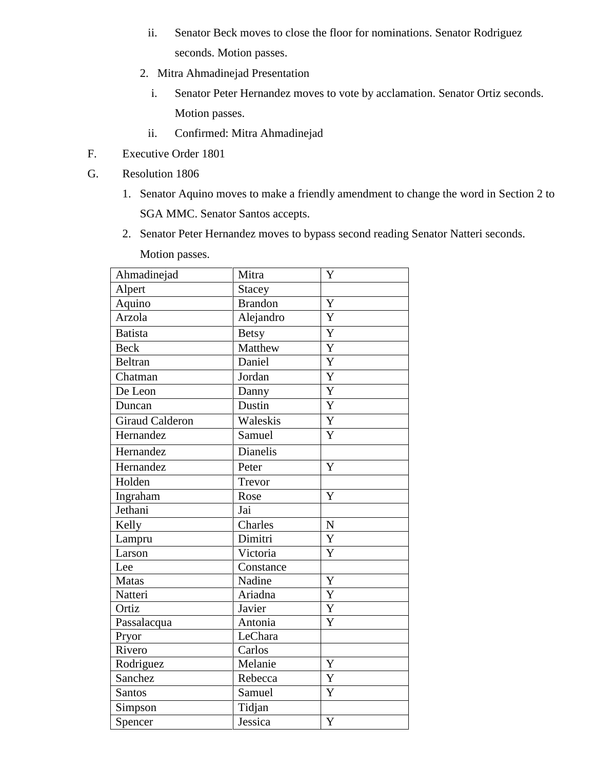ii. Senator Beck moves to close the floor for nominations. Senator Rodriguez seconds. Motion passes.

2. Mitra Ahmadinejad Presentation
   i. Senator Peter Hernandez moves to vote by acclamation. Senator Ortiz seconds. Motion passes.
   ii. Confirmed: Mitra Ahmadinejad

F. Executive Order 1801

G. Resolution 1806

1. Senator Aquino moves to make a friendly amendment to change the word in Section 2 to SGA MMC. Senator Santos accepts.
2. Senator Peter Hernandez moves to bypass second reading Senator Natteri seconds. Motion passes.

| | | |
|---|---|---|
| Ahmadinejad | Mitra | Y |
| Alpert | Stacey | |
| Aquino | Brandon | Y |
| Arzola | Alejandro | Y |
| Batista | Betsy | Y |
| Beck | Matthew | Y |
| Beltran | Daniel | Y |
| Chatman | Jordan | Y |
| De Leon | Danny | Y |
| Duncan | Dustin | Y |
| Giraud Calderon | Waleskis | Y |
| Hernandez | Samuel | Y |
| Hernandez | Dianelis | |
| Hernandez | Peter | Y |
| Holden | Trevor | |
| Ingraham | Rose | Y |
| Jethani | Jai | |
| Kelly | Charles | N |
| Lampru | Dimitri | Y |
| Larson | Victoria | Y |
| Lee | Constance | |
| Matas | Nadine | Y |
| Natteri | Ariadna | Y |
| Ortiz | Javier | Y |
| Passalacqua | Antonia | Y |
| Pryor | LeChara | |
| Rivero | Carlos | |
| Rodriguez | Melanie | Y |
| Sanchez | Rebecca | Y |
| Santos | Samuel | Y |
| Simpson | Tidjan | |
| Spencer | Jessica | Y |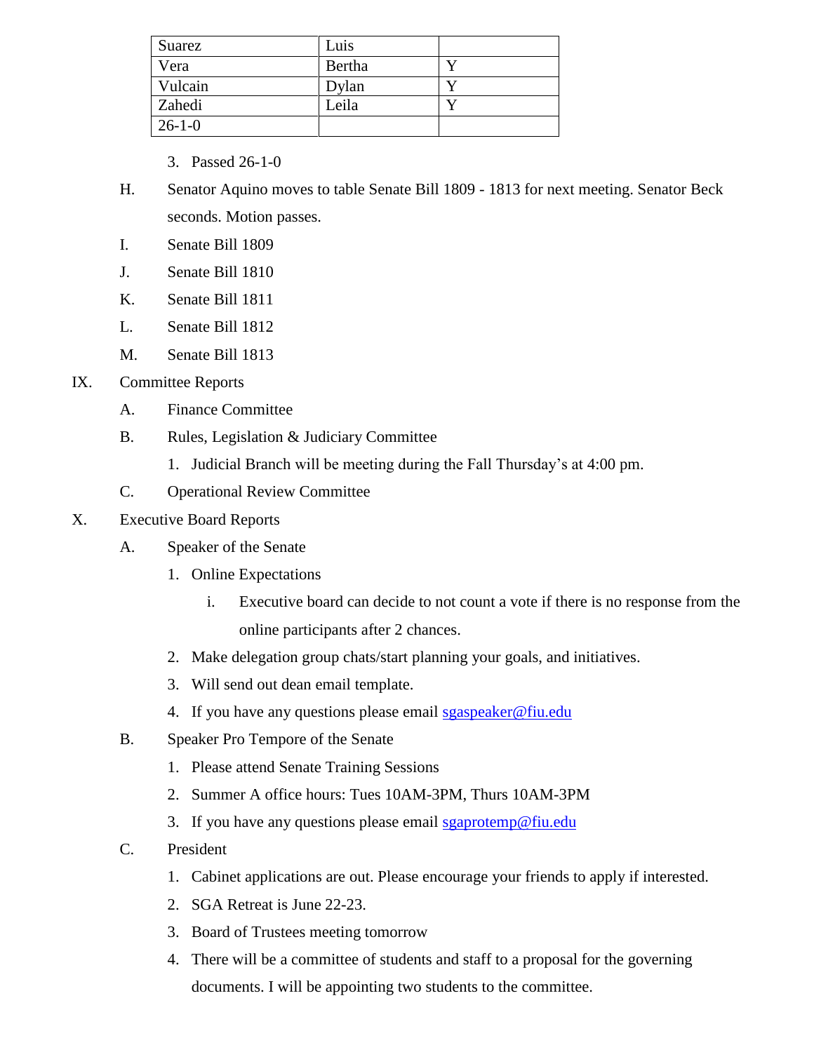| Suarez | Luis | |
|---|---|---|
| Vera | Bertha | Y |
| Vulcain | Dylan | Y |
| Zahedi | Leila | Y |
| 26-1-0 | | |

3. Passed 26-1-0

H. Senator Aquino moves to table Senate Bill 1809 - 1813 for next meeting. Senator Beck seconds. Motion passes.

I. Senate Bill 1809

J. Senate Bill 1810

K. Senate Bill 1811

L. Senate Bill 1812

M. Senate Bill 1813

IX. Committee Reports

A. Finance Committee

B. Rules, Legislation & Judiciary Committee

1. Judicial Branch will be meeting during the Fall Thursday's at 4:00 pm.

C. Operational Review Committee

X. Executive Board Reports

A. Speaker of the Senate

1. Online Expectations

i. Executive board can decide to not count a vote if there is no response from the online participants after 2 chances.

2. Make delegation group chats/start planning your goals, and initiatives.

3. Will send out dean email template.

4. If you have any questions please email sgaspeaker@fiu.edu

B. Speaker Pro Tempore of the Senate

1. Please attend Senate Training Sessions

2. Summer A office hours: Tues 10AM-3PM, Thurs 10AM-3PM

3. If you have any questions please email sgaprotemp@fiu.edu

C. President

1. Cabinet applications are out. Please encourage your friends to apply if interested.

2. SGA Retreat is June 22-23.

3. Board of Trustees meeting tomorrow

4. There will be a committee of students and staff to a proposal for the governing documents. I will be appointing two students to the committee.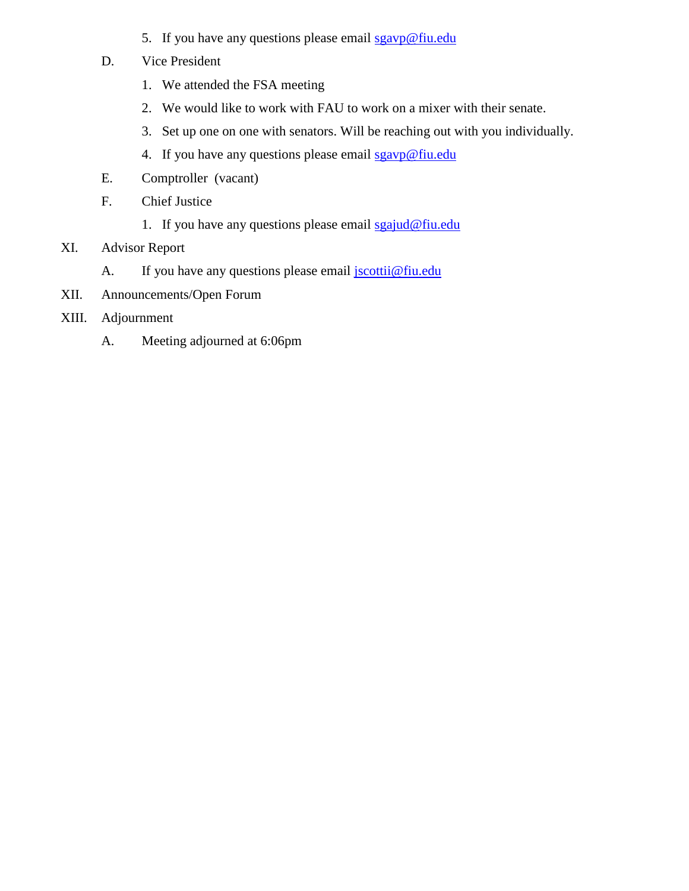5. If you have any questions please email sgavp@fiu.edu

D. Vice President

1. We attended the FSA meeting
2. We would like to work with FAU to work on a mixer with their senate.
3. Set up one on one with senators. Will be reaching out with you individually.
4. If you have any questions please email sgavp@fiu.edu

E. Comptroller (vacant)

F. Chief Justice

1. If you have any questions please email sgajud@fiu.edu

XI. Advisor Report

A. If you have any questions please email jscottii@fiu.edu

XII. Announcements/Open Forum

XIII. Adjournment

A. Meeting adjourned at 6:06pm